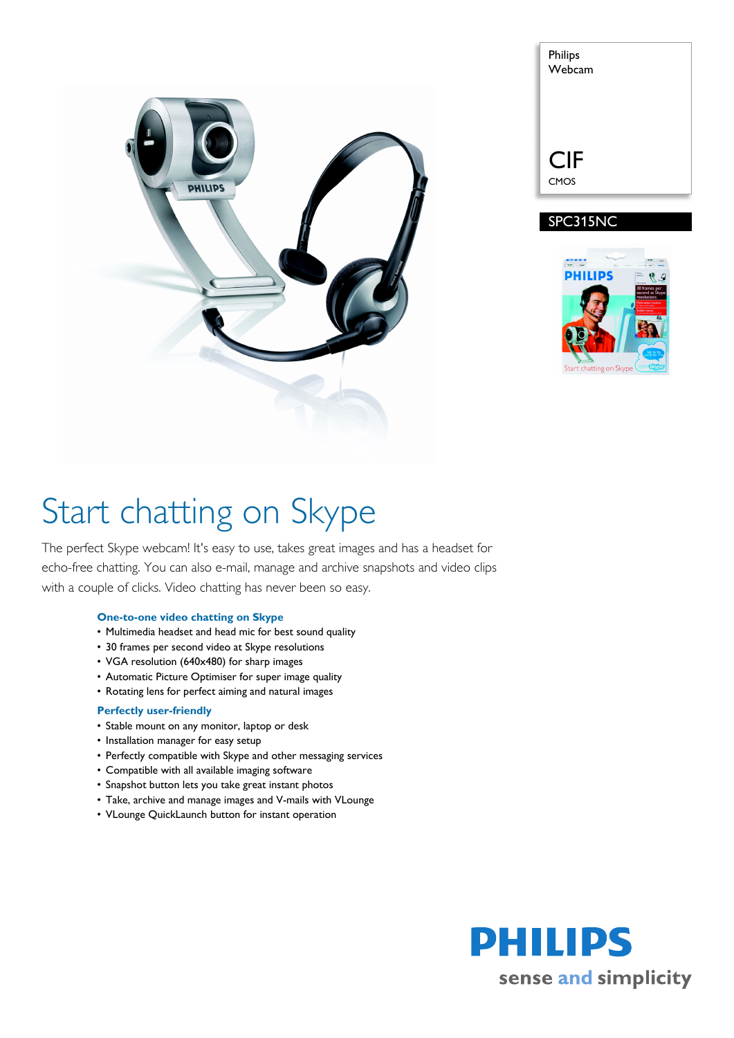Philips Webcam

CIF

CMOS

SPC315NC

# Start chatting on Skype

The perfect Skype webcam! It's easy to use, takes great images and has a headset for echo-free chatting. You can also e-mail, manage and archive snapshots and video clips with a couple of clicks. Video chatting has never been so easy.

### One-to-one video chatting on Skype

- Multimedia headset and head mic for best sound quality
- 30 frames per second video at Skype resolutions
- VGA resolution (640x480) for sharp images
- Automatic Picture Optimiser for super image quality
- Rotating lens for perfect aiming and natural images

### Perfectly user-friendly

- Stable mount on any monitor, laptop or desk
- Installation manager for easy setup
- Perfectly compatible with Skype and other messaging services
- Compatible with all available imaging software
- Snapshot button lets you take great instant photos
- Take, archive and manage images and V-mails with VLounge
- VLounge QuickLaunch button for instant operation

PHILIPS

sense and simplicity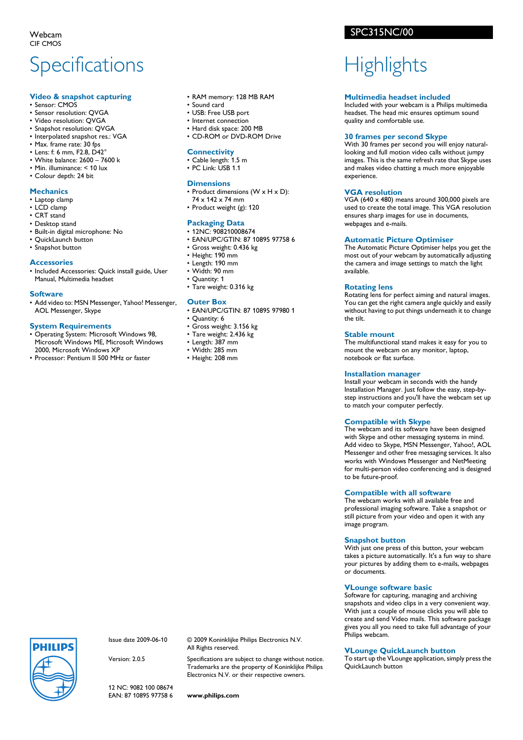Webcam
CIF CMOS

SPC315NC/00

# Specifications

## Video & snapshot capturing
- Sensor: CMOS
- Sensor resolution: QVGA
- Video resolution: QVGA
- Snapshot resolution: QVGA
- Interpolated snapshot res.: VGA
- Max. frame rate: 30 fps
- Lens: f: 6 mm, F2.8, D42°
- White balance: 2600 – 7600 k
- Min. illuminance: < 10 lux
- Colour depth: 24 bit

## Mechanics
- Laptop clamp
- LCD clamp
- CRT stand
- Desktop stand
- Built-in digital microphone: No
- QuickLaunch button
- Snapshot button

## Accessories
- Included Accessories: Quick install guide, User Manual, Multimedia headset

## Software
- Add video to: MSN Messenger, Yahoo! Messenger, AOL Messenger, Skype

## System Requirements
- Operating System: Microsoft Windows 98, Microsoft Windows ME, Microsoft Windows 2000, Microsoft Windows XP
- Processor: Pentium II 500 MHz or faster
- RAM memory: 128 MB RAM
- Sound card
- USB: Free USB port
- Internet connection
- Hard disk space: 200 MB
- CD-ROM or DVD-ROM Drive

## Connectivity
- Cable length: 1.5 m
- PC Link: USB 1.1

## Dimensions
- Product dimensions (W x H x D): 74 x 142 x 74 mm
- Product weight (g): 120

## Packaging Data
- 12NC: 908210008674
- EAN/UPC/GTIN: 87 10895 97758 6
- Gross weight: 0.436 kg
- Height: 190 mm
- Length: 190 mm
- Width: 90 mm
- Quantity: 1
- Tare weight: 0.316 kg

## Outer Box
- EAN/UPC/GTIN: 87 10895 97980 1
- Quantity: 6
- Gross weight: 3.156 kg
- Tare weight: 2.436 kg
- Length: 387 mm
- Width: 285 mm
- Height: 208 mm

# Highlights

## Multimedia headset included
Included with your webcam is a Philips multimedia headset. The head mic ensures optimum sound quality and comfortable use.

## 30 frames per second Skype
With 30 frames per second you will enjoy natural-looking and full motion video calls without jumpy images. This is the same refresh rate that Skype uses and makes video chatting a much more enjoyable experience.

## VGA resolution
VGA (640 x 480) means around 300,000 pixels are used to create the total image. This VGA resolution ensures sharp images for use in documents, webpages and e-mails.

## Automatic Picture Optimiser
The Automatic Picture Optimiser helps you get the most out of your webcam by automatically adjusting the camera and image settings to match the light available.

## Rotating lens
Rotating lens for perfect aiming and natural images. You can get the right camera angle quickly and easily without having to put things underneath it to change the tilt.

## Stable mount
The multifunctional stand makes it easy for you to mount the webcam on any monitor, laptop, notebook or flat surface.

## Installation manager
Install your webcam in seconds with the handy Installation Manager. Just follow the easy, step-by-step instructions and you'll have the webcam set up to match your computer perfectly.

## Compatible with Skype
The webcam and its software have been designed with Skype and other messaging systems in mind. Add video to Skype, MSN Messenger, Yahoo!, AOL Messenger and other free messaging services. It also works with Windows Messenger and NetMeeting for multi-person video conferencing and is designed to be future-proof.

## Compatible with all software
The webcam works with all available free and professional imaging software. Take a snapshot or still picture from your video and open it with any image program.

## Snapshot button
With just one press of this button, your webcam takes a picture automatically. It's a fun way to share your pictures by adding them to e-mails, webpages or documents.

## VLounge software basic
Software for capturing, managing and archiving snapshots and video clips in a very convenient way. With just a couple of mouse clicks you will able to create and send Video mails. This software package gives you all you need to take full advantage of your Philips webcam.

## VLounge QuickLaunch button
To start up the VLounge application, simply press the QuickLaunch button

---

Issue date 2009-06-10

Version: 2.0.5

12 NC: 9082 100 08674
EAN: 87 10895 97758 6

© 2009 Koninklijke Philips Electronics N.V.
All Rights reserved.

Specifications are subject to change without notice. Trademarks are the property of Koninklijke Philips Electronics N.V. or their respective owners.

www.philips.com